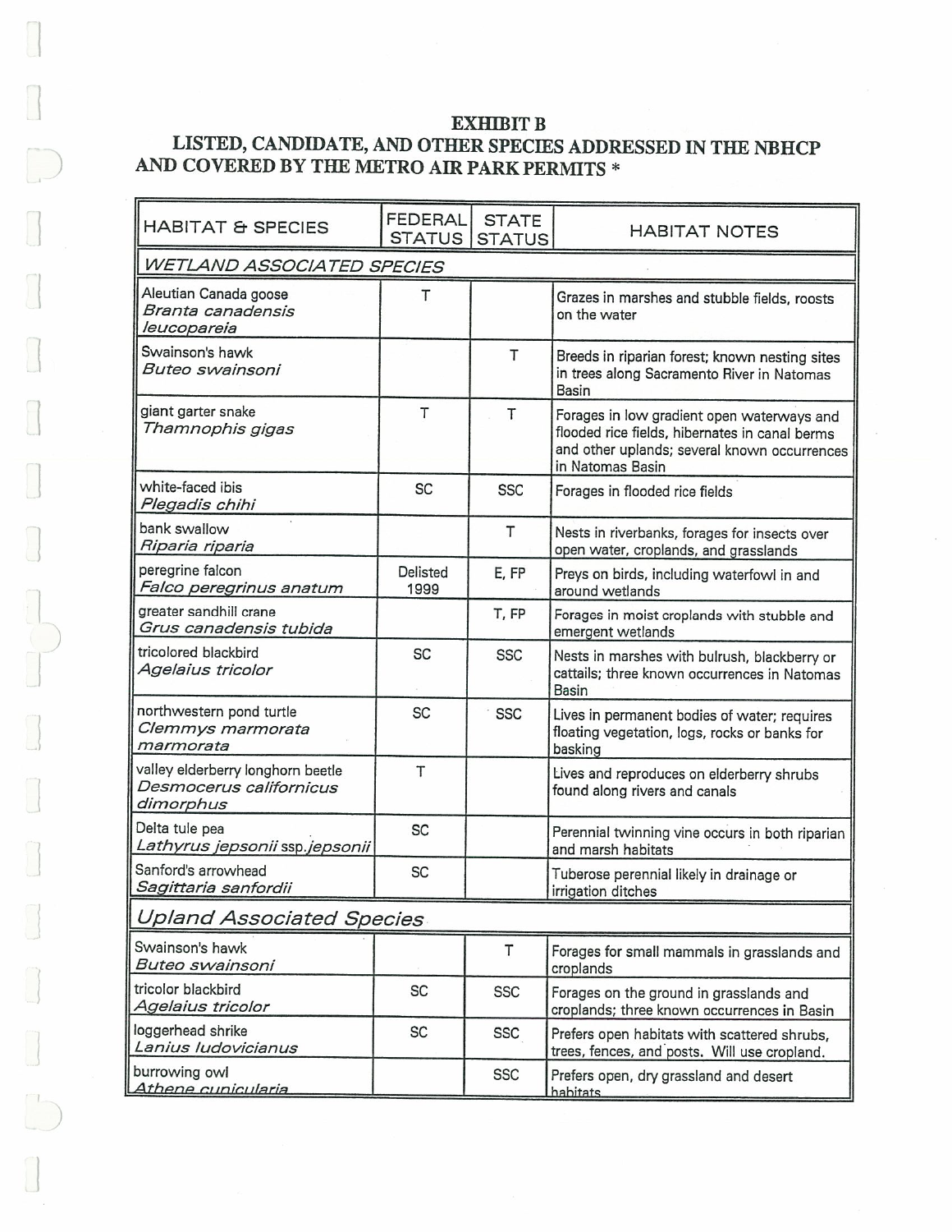# EXHIBIT B

## LISTED, CANDIDATE, AND OTHER SPECIES ADDRESSED IN THE NBHCP AND COVERED BY THE METRO AIR PARK PERMITS *

| HABITAT & SPECIES | FEDERAL STATUS | STATE STATUS | HABITAT NOTES |
|---|---|---|---|
| *WETLAND ASSOCIATED SPECIES* | | | |
| Aleutian Canada goose *Branta canadensis leucopareia* | T | | Grazes in marshes and stubble fields, roosts on the water |
| Swainson's hawk *Buteo swainsoni* | | T | Breeds in riparian forest; known nesting sites in trees along Sacramento River in Natomas Basin |
| giant garter snake *Thamnophis gigas* | T | T | Forages in low gradient open waterways and flooded rice fields, hibernates in canal berms and other uplands; several known occurrences in Natomas Basin |
| white-faced ibis *Plegadis chihi* | SC | SSC | Forages in flooded rice fields |
| bank swallow *Riparia riparia* | | T | Nests in riverbanks, forages for insects over open water, croplands, and grasslands |
| peregrine falcon *Falco peregrinus anatum* | Delisted 1999 | E, FP | Preys on birds, including waterfowl in and around wetlands |
| greater sandhill crane *Grus canadensis tubida* | | T, FP | Forages in moist croplands with stubble and emergent wetlands |
| tricolored blackbird *Agelaius tricolor* | SC | SSC | Nests in marshes with bulrush, blackberry or cattails; three known occurrences in Natomas Basin |
| northwestern pond turtle *Clemmys marmorata marmorata* | SC | SSC | Lives in permanent bodies of water; requires floating vegetation, logs, rocks or banks for basking |
| valley elderberry longhorn beetle *Desmocerus californicus dimorphus* | T | | Lives and reproduces on elderberry shrubs found along rivers and canals |
| Delta tule pea *Lathyrus jepsonii* ssp. *jepsonii* | SC | | Perennial twinning vine occurs in both riparian and marsh habitats |
| Sanford's arrowhead *Sagittaria sanfordii* | SC | | Tuberose perennial likely in drainage or irrigation ditches |
| *Upland Associated Species* | | | |
| Swainson's hawk *Buteo swainsoni* | | T | Forages for small mammals in grasslands and croplands |
| tricolor blackbird *Agelaius tricolor* | SC | SSC | Forages on the ground in grasslands and croplands; three known occurrences in Basin |
| loggerhead shrike *Lanius ludovicianus* | SC | SSC | Prefers open habitats with scattered shrubs, trees, fences, and posts. Will use cropland. |
| burrowing owl *Athene cunicularia* | | SSC | Prefers open, dry grassland and desert habitats |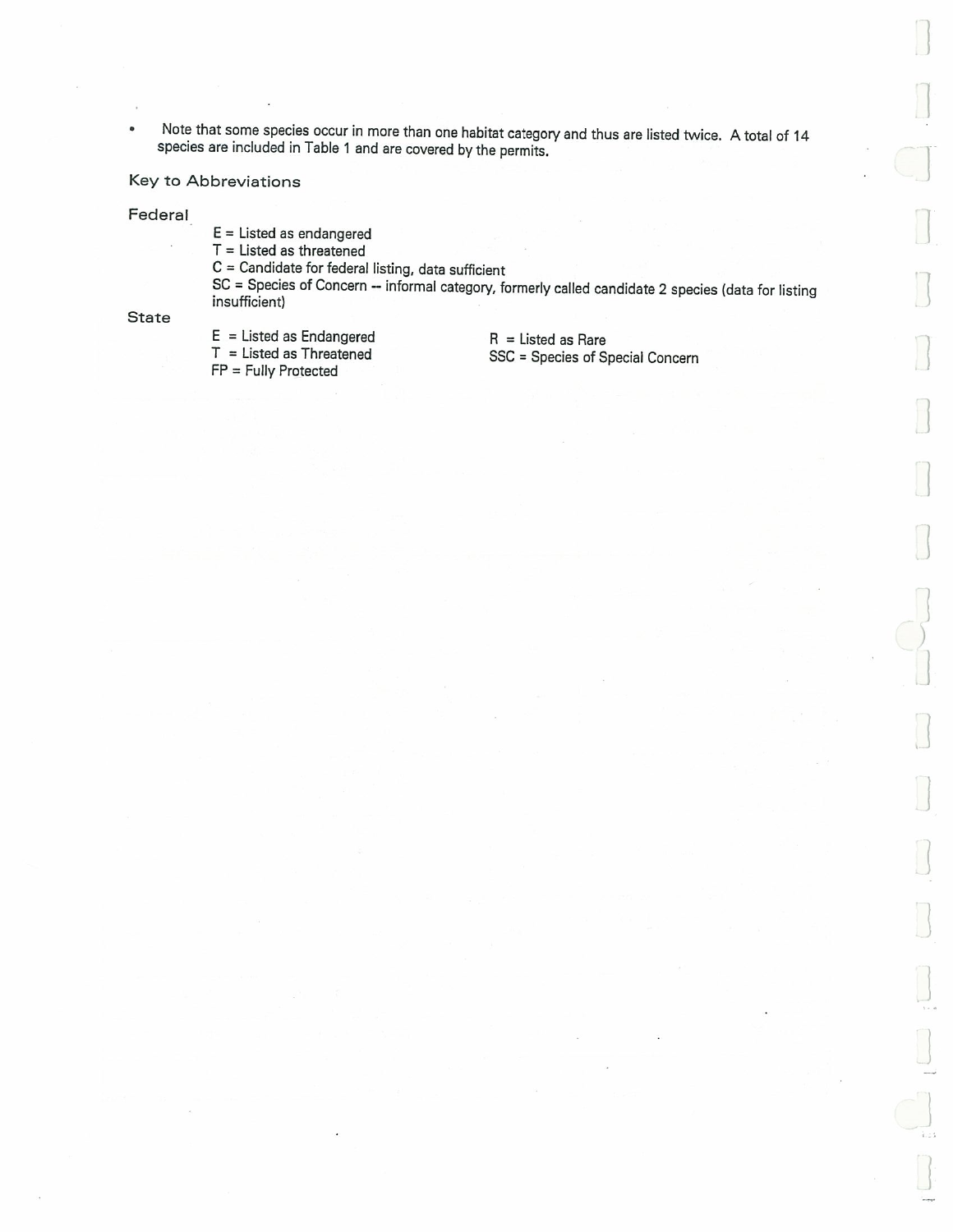- Note that some species occur in more than one habitat category and thus are listed twice. A total of 14 species are included in Table 1 and are covered by the permits.

## Key to Abbreviations

### Federal

E = Listed as endangered
T = Listed as threatened
C = Candidate for federal listing, data sufficient
SC = Species of Concern -- informal category, formerly called candidate 2 species (data for listing insufficient)

### State

E = Listed as Endangered
T = Listed as Threatened
FP = Fully Protected
R = Listed as Rare
SSC = Species of Special Concern